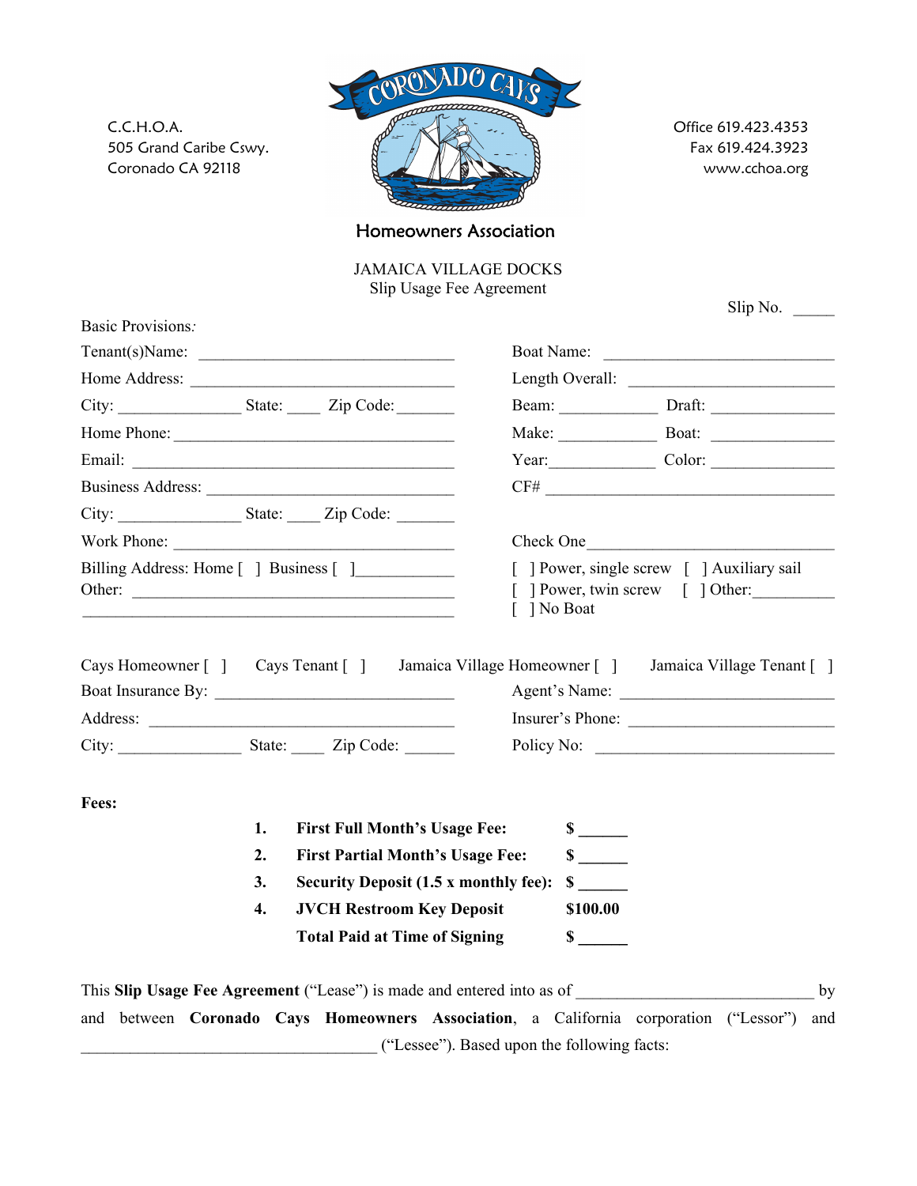C.C.H.O.A.
505 Grand Caribe Cswy.
Coronado CA 92118

CORONADO CAYS

Homeowners Association

Office 619.423.4353
Fax 619.424.3923
www.cchoa.org

## JAMAICA VILLAGE DOCKS
Slip Usage Fee Agreement

Slip No. _____

Basic Provisions:

Tenant(s)Name: ______________________________

Home Address: ______________________________

City: _______________ State: ____ Zip Code: _______

Home Phone: ______________________________

Email: ______________________________

Business Address: ______________________________

City: _______________ State: ____ Zip Code: _______

Work Phone: ______________________________

Billing Address: Home [ ] Business [ ] ___________

Other: ______________________________

____________________________________________

Boat Name: ______________________________

Length Overall: ______________________________

Beam: ____________ Draft: _______________

Make: ____________ Boat: _______________

Year: ____________ Color: _______________

CF# ______________________________

Check One ______________________________

[ ] Power, single screw [ ] Auxiliary sail

[ ] Power, twin screw [ ] Other: __________

[ ] No Boat

Cays Homeowner [ ] Cays Tenant [ ] Jamaica Village Homeowner [ ] Jamaica Village Tenant [ ]

Boat Insurance By: ______________________________

Address: ______________________________

City: _______________ State: ____ Zip Code: ______

Agent's Name: ______________________________

Insurer's Phone: ______________________________

Policy No: ______________________________

**Fees:**

| | | |
|---|---|---|
| **1.** | **First Full Month's Usage Fee:** | **$ ______** |
| **2.** | **First Partial Month's Usage Fee:** | **$ ______** |
| **3.** | **Security Deposit (1.5 x monthly fee):** | **$ ______** |
| **4.** | **JVCH Restroom Key Deposit** | **$100.00** |
| | **Total Paid at Time of Signing** | **$ ______** |

This **Slip Usage Fee Agreement** ("Lease") is made and entered into as of ____________________________ by and between **Coronado Cays Homeowners Association**, a California corporation ("Lessor") and ___________________________________ ("Lessee"). Based upon the following facts: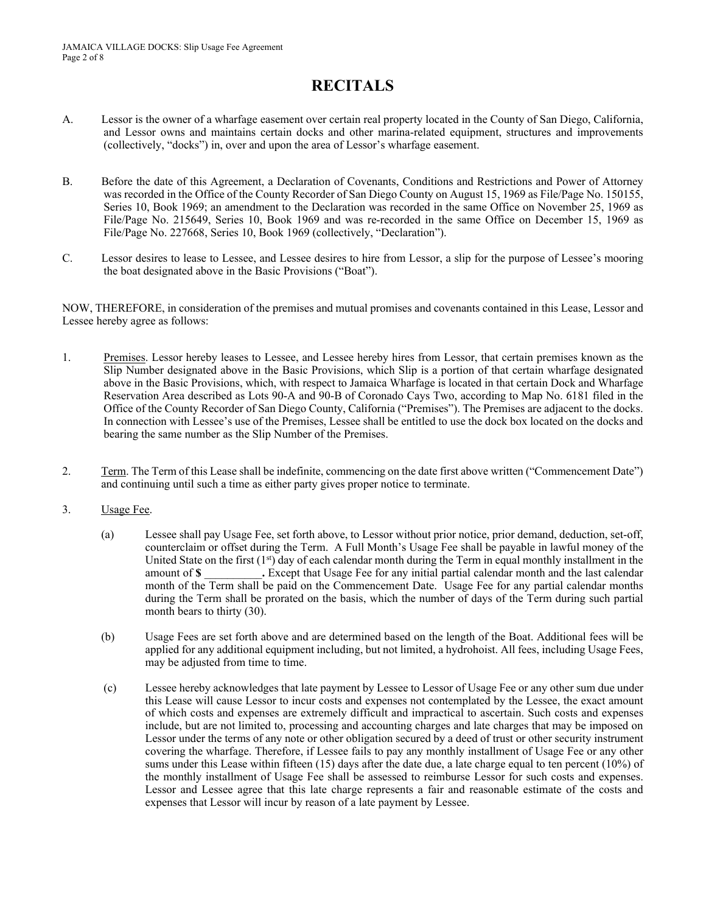# RECITALS

A. Lessor is the owner of a wharfage easement over certain real property located in the County of San Diego, California, and Lessor owns and maintains certain docks and other marina-related equipment, structures and improvements (collectively, "docks") in, over and upon the area of Lessor's wharfage easement.

B. Before the date of this Agreement, a Declaration of Covenants, Conditions and Restrictions and Power of Attorney was recorded in the Office of the County Recorder of San Diego County on August 15, 1969 as File/Page No. 150155, Series 10, Book 1969; an amendment to the Declaration was recorded in the same Office on November 25, 1969 as File/Page No. 215649, Series 10, Book 1969 and was re-recorded in the same Office on December 15, 1969 as File/Page No. 227668, Series 10, Book 1969 (collectively, "Declaration").

C. Lessor desires to lease to Lessee, and Lessee desires to hire from Lessor, a slip for the purpose of Lessee's mooring the boat designated above in the Basic Provisions ("Boat").

NOW, THEREFORE, in consideration of the premises and mutual promises and covenants contained in this Lease, Lessor and Lessee hereby agree as follows:

1. Premises. Lessor hereby leases to Lessee, and Lessee hereby hires from Lessor, that certain premises known as the Slip Number designated above in the Basic Provisions, which Slip is a portion of that certain wharfage designated above in the Basic Provisions, which, with respect to Jamaica Wharfage is located in that certain Dock and Wharfage Reservation Area described as Lots 90-A and 90-B of Coronado Cays Two, according to Map No. 6181 filed in the Office of the County Recorder of San Diego County, California ("Premises"). The Premises are adjacent to the docks. In connection with Lessee's use of the Premises, Lessee shall be entitled to use the dock box located on the docks and bearing the same number as the Slip Number of the Premises.

2. Term. The Term of this Lease shall be indefinite, commencing on the date first above written ("Commencement Date") and continuing until such a time as either party gives proper notice to terminate.

3. Usage Fee.

   (a) Lessee shall pay Usage Fee, set forth above, to Lessor without prior notice, prior demand, deduction, set-off, counterclaim or offset during the Term. A Full Month's Usage Fee shall be payable in lawful money of the United State on the first (1st) day of each calendar month during the Term in equal monthly installment in the amount of **$ __________.** Except that Usage Fee for any initial partial calendar month and the last calendar month of the Term shall be paid on the Commencement Date. Usage Fee for any partial calendar months during the Term shall be prorated on the basis, which the number of days of the Term during such partial month bears to thirty (30).

   (b) Usage Fees are set forth above and are determined based on the length of the Boat. Additional fees will be applied for any additional equipment including, but not limited, a hydrohoist. All fees, including Usage Fees, may be adjusted from time to time.

   (c) Lessee hereby acknowledges that late payment by Lessee to Lessor of Usage Fee or any other sum due under this Lease will cause Lessor to incur costs and expenses not contemplated by the Lessee, the exact amount of which costs and expenses are extremely difficult and impractical to ascertain. Such costs and expenses include, but are not limited to, processing and accounting charges and late charges that may be imposed on Lessor under the terms of any note or other obligation secured by a deed of trust or other security instrument covering the wharfage. Therefore, if Lessee fails to pay any monthly installment of Usage Fee or any other sums under this Lease within fifteen (15) days after the date due, a late charge equal to ten percent (10%) of the monthly installment of Usage Fee shall be assessed to reimburse Lessor for such costs and expenses. Lessor and Lessee agree that this late charge represents a fair and reasonable estimate of the costs and expenses that Lessor will incur by reason of a late payment by Lessee.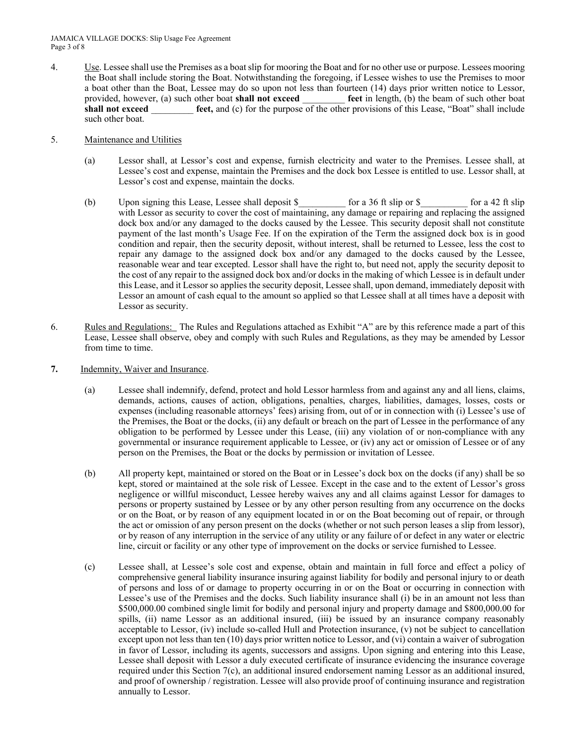4. Use. Lessee shall use the Premises as a boat slip for mooring the Boat and for no other use or purpose. Lessees mooring the Boat shall include storing the Boat. Notwithstanding the foregoing, if Lessee wishes to use the Premises to moor a boat other than the Boat, Lessee may do so upon not less than fourteen (14) days prior written notice to Lessor, provided, however, (a) such other boat **shall not exceed** _________ **feet** in length, (b) the beam of such other boat **shall not exceed** _________ **feet,** and (c) for the purpose of the other provisions of this Lease, "Boat" shall include such other boat.

5. Maintenance and Utilities

   (a) Lessor shall, at Lessor's cost and expense, furnish electricity and water to the Premises. Lessee shall, at Lessee's cost and expense, maintain the Premises and the dock box Lessee is entitled to use. Lessor shall, at Lessor's cost and expense, maintain the docks.

   (b) Upon signing this Lease, Lessee shall deposit $__________ for a 36 ft slip or $__________ for a 42 ft slip with Lessor as security to cover the cost of maintaining, any damage or repairing and replacing the assigned dock box and/or any damaged to the docks caused by the Lessee. This security deposit shall not constitute payment of the last month's Usage Fee. If on the expiration of the Term the assigned dock box is in good condition and repair, then the security deposit, without interest, shall be returned to Lessee, less the cost to repair any damage to the assigned dock box and/or any damaged to the docks caused by the Lessee, reasonable wear and tear excepted. Lessor shall have the right to, but need not, apply the security deposit to the cost of any repair to the assigned dock box and/or docks in the making of which Lessee is in default under this Lease, and it Lessor so applies the security deposit, Lessee shall, upon demand, immediately deposit with Lessor an amount of cash equal to the amount so applied so that Lessee shall at all times have a deposit with Lessor as security.

6. Rules and Regulations: The Rules and Regulations attached as Exhibit "A" are by this reference made a part of this Lease, Lessee shall observe, obey and comply with such Rules and Regulations, as they may be amended by Lessor from time to time.

**7.** Indemnity, Waiver and Insurance.

   (a) Lessee shall indemnify, defend, protect and hold Lessor harmless from and against any and all liens, claims, demands, actions, causes of action, obligations, penalties, charges, liabilities, damages, losses, costs or expenses (including reasonable attorneys' fees) arising from, out of or in connection with (i) Lessee's use of the Premises, the Boat or the docks, (ii) any default or breach on the part of Lessee in the performance of any obligation to be performed by Lessee under this Lease, (iii) any violation of or non-compliance with any governmental or insurance requirement applicable to Lessee, or (iv) any act or omission of Lessee or of any person on the Premises, the Boat or the docks by permission or invitation of Lessee.

   (b) All property kept, maintained or stored on the Boat or in Lessee's dock box on the docks (if any) shall be so kept, stored or maintained at the sole risk of Lessee. Except in the case and to the extent of Lessor's gross negligence or willful misconduct, Lessee hereby waives any and all claims against Lessor for damages to persons or property sustained by Lessee or by any other person resulting from any occurrence on the docks or on the Boat, or by reason of any equipment located in or on the Boat becoming out of repair, or through the act or omission of any person present on the docks (whether or not such person leases a slip from lessor), or by reason of any interruption in the service of any utility or any failure of or defect in any water or electric line, circuit or facility or any other type of improvement on the docks or service furnished to Lessee.

   (c) Lessee shall, at Lessee's sole cost and expense, obtain and maintain in full force and effect a policy of comprehensive general liability insurance insuring against liability for bodily and personal injury to or death of persons and loss of or damage to property occurring in or on the Boat or occurring in connection with Lessee's use of the Premises and the docks. Such liability insurance shall (i) be in an amount not less than $500,000.00 combined single limit for bodily and personal injury and property damage and $800,000.00 for spills, (ii) name Lessor as an additional insured, (iii) be issued by an insurance company reasonably acceptable to Lessor, (iv) include so-called Hull and Protection insurance, (v) not be subject to cancellation except upon not less than ten (10) days prior written notice to Lessor, and (vi) contain a waiver of subrogation in favor of Lessor, including its agents, successors and assigns. Upon signing and entering into this Lease, Lessee shall deposit with Lessor a duly executed certificate of insurance evidencing the insurance coverage required under this Section 7(c), an additional insured endorsement naming Lessor as an additional insured, and proof of ownership / registration. Lessee will also provide proof of continuing insurance and registration annually to Lessor.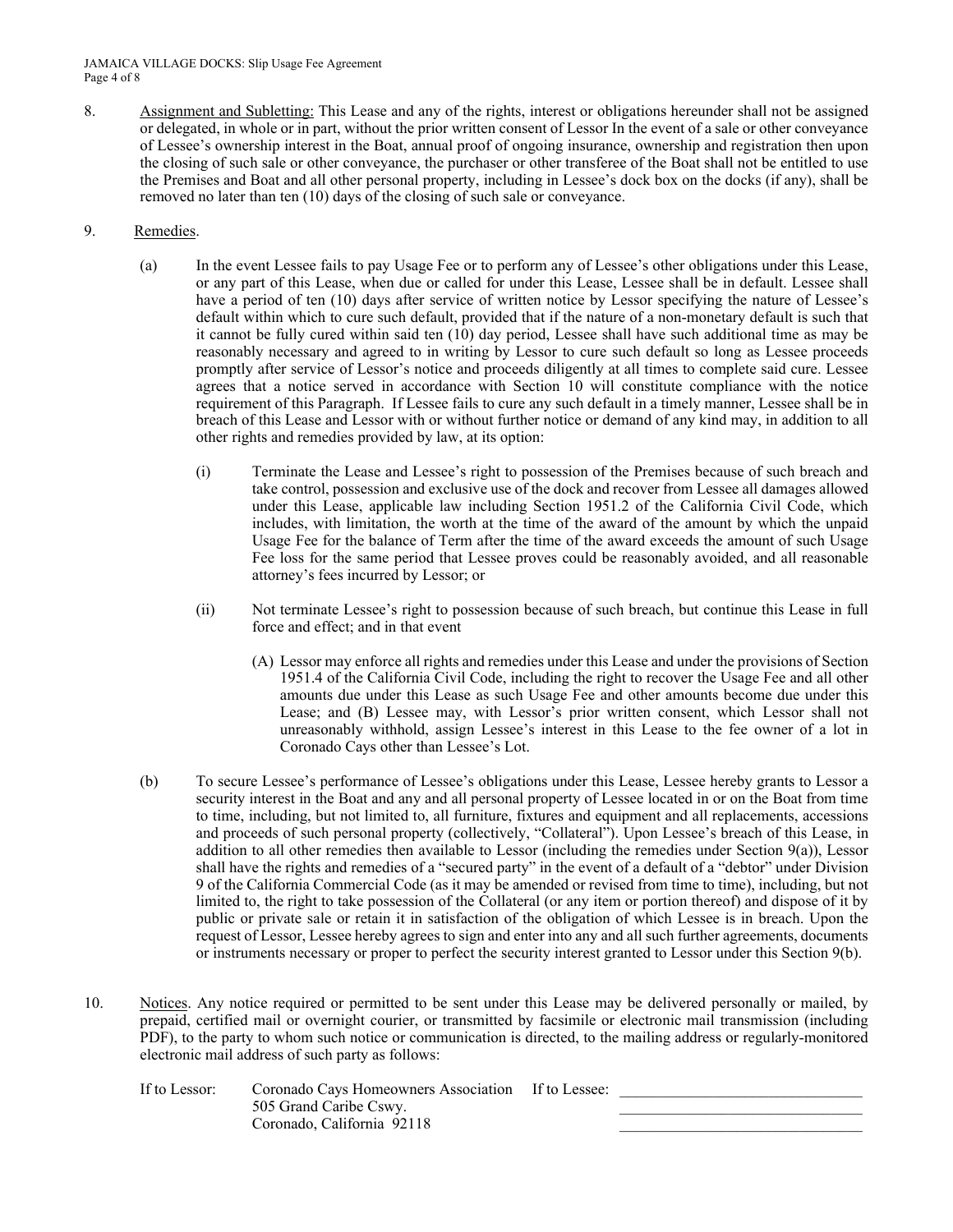8. <u>Assignment and Subletting:</u> This Lease and any of the rights, interest or obligations hereunder shall not be assigned or delegated, in whole or in part, without the prior written consent of Lessor In the event of a sale or other conveyance of Lessee's ownership interest in the Boat, annual proof of ongoing insurance, ownership and registration then upon the closing of such sale or other conveyance, the purchaser or other transferee of the Boat shall not be entitled to use the Premises and Boat and all other personal property, including in Lessee's dock box on the docks (if any), shall be removed no later than ten (10) days of the closing of such sale or conveyance.

9. <u>Remedies</u>.

   (a) In the event Lessee fails to pay Usage Fee or to perform any of Lessee's other obligations under this Lease, or any part of this Lease, when due or called for under this Lease, Lessee shall be in default. Lessee shall have a period of ten (10) days after service of written notice by Lessor specifying the nature of Lessee's default within which to cure such default, provided that if the nature of a non-monetary default is such that it cannot be fully cured within said ten (10) day period, Lessee shall have such additional time as may be reasonably necessary and agreed to in writing by Lessor to cure such default so long as Lessee proceeds promptly after service of Lessor's notice and proceeds diligently at all times to complete said cure. Lessee agrees that a notice served in accordance with Section 10 will constitute compliance with the notice requirement of this Paragraph. If Lessee fails to cure any such default in a timely manner, Lessee shall be in breach of this Lease and Lessor with or without further notice or demand of any kind may, in addition to all other rights and remedies provided by law, at its option:

      (i) Terminate the Lease and Lessee's right to possession of the Premises because of such breach and take control, possession and exclusive use of the dock and recover from Lessee all damages allowed under this Lease, applicable law including Section 1951.2 of the California Civil Code, which includes, with limitation, the worth at the time of the award of the amount by which the unpaid Usage Fee for the balance of Term after the time of the award exceeds the amount of such Usage Fee loss for the same period that Lessee proves could be reasonably avoided, and all reasonable attorney's fees incurred by Lessor; or

      (ii) Not terminate Lessee's right to possession because of such breach, but continue this Lease in full force and effect; and in that event

         (A) Lessor may enforce all rights and remedies under this Lease and under the provisions of Section 1951.4 of the California Civil Code, including the right to recover the Usage Fee and all other amounts due under this Lease as such Usage Fee and other amounts become due under this Lease; and (B) Lessee may, with Lessor's prior written consent, which Lessor shall not unreasonably withhold, assign Lessee's interest in this Lease to the fee owner of a lot in Coronado Cays other than Lessee's Lot.

   (b) To secure Lessee's performance of Lessee's obligations under this Lease, Lessee hereby grants to Lessor a security interest in the Boat and any and all personal property of Lessee located in or on the Boat from time to time, including, but not limited to, all furniture, fixtures and equipment and all replacements, accessions and proceeds of such personal property (collectively, "Collateral"). Upon Lessee's breach of this Lease, in addition to all other remedies then available to Lessor (including the remedies under Section 9(a)), Lessor shall have the rights and remedies of a "secured party" in the event of a default of a "debtor" under Division 9 of the California Commercial Code (as it may be amended or revised from time to time), including, but not limited to, the right to take possession of the Collateral (or any item or portion thereof) and dispose of it by public or private sale or retain it in satisfaction of the obligation of which Lessee is in breach. Upon the request of Lessor, Lessee hereby agrees to sign and enter into any and all such further agreements, documents or instruments necessary or proper to perfect the security interest granted to Lessor under this Section 9(b).

10. <u>Notices</u>. Any notice required or permitted to be sent under this Lease may be delivered personally or mailed, by prepaid, certified mail or overnight courier, or transmitted by facsimile or electronic mail transmission (including PDF), to the party to whom such notice or communication is directed, to the mailing address or regularly-monitored electronic mail address of such party as follows:

| If to Lessor: | Coronado Cays Homeowners Association | If to Lessee: | ______________________________ |
|---|---|---|---|
| | 505 Grand Caribe Cswy. | | ______________________________ |
| | Coronado, California 92118 | | ______________________________ |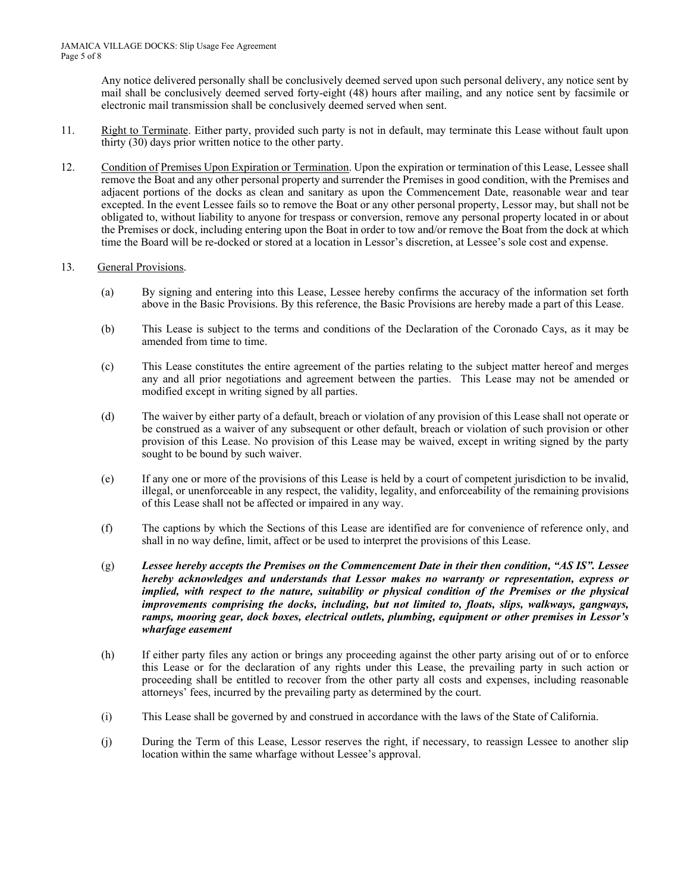Any notice delivered personally shall be conclusively deemed served upon such personal delivery, any notice sent by mail shall be conclusively deemed served forty-eight (48) hours after mailing, and any notice sent by facsimile or electronic mail transmission shall be conclusively deemed served when sent.

11. Right to Terminate. Either party, provided such party is not in default, may terminate this Lease without fault upon thirty (30) days prior written notice to the other party.

12. Condition of Premises Upon Expiration or Termination. Upon the expiration or termination of this Lease, Lessee shall remove the Boat and any other personal property and surrender the Premises in good condition, with the Premises and adjacent portions of the docks as clean and sanitary as upon the Commencement Date, reasonable wear and tear excepted. In the event Lessee fails so to remove the Boat or any other personal property, Lessor may, but shall not be obligated to, without liability to anyone for trespass or conversion, remove any personal property located in or about the Premises or dock, including entering upon the Boat in order to tow and/or remove the Boat from the dock at which time the Board will be re-docked or stored at a location in Lessor's discretion, at Lessee's sole cost and expense.

13. General Provisions.

    (a) By signing and entering into this Lease, Lessee hereby confirms the accuracy of the information set forth above in the Basic Provisions. By this reference, the Basic Provisions are hereby made a part of this Lease.

    (b) This Lease is subject to the terms and conditions of the Declaration of the Coronado Cays, as it may be amended from time to time.

    (c) This Lease constitutes the entire agreement of the parties relating to the subject matter hereof and merges any and all prior negotiations and agreement between the parties. This Lease may not be amended or modified except in writing signed by all parties.

    (d) The waiver by either party of a default, breach or violation of any provision of this Lease shall not operate or be construed as a waiver of any subsequent or other default, breach or violation of such provision or other provision of this Lease. No provision of this Lease may be waived, except in writing signed by the party sought to be bound by such waiver.

    (e) If any one or more of the provisions of this Lease is held by a court of competent jurisdiction to be invalid, illegal, or unenforceable in any respect, the validity, legality, and enforceability of the remaining provisions of this Lease shall not be affected or impaired in any way.

    (f) The captions by which the Sections of this Lease are identified are for convenience of reference only, and shall in no way define, limit, affect or be used to interpret the provisions of this Lease.

    (g) ***Lessee hereby accepts the Premises on the Commencement Date in their then condition, "AS IS". Lessee hereby acknowledges and understands that Lessor makes no warranty or representation, express or implied, with respect to the nature, suitability or physical condition of the Premises or the physical improvements comprising the docks, including, but not limited to, floats, slips, walkways, gangways, ramps, mooring gear, dock boxes, electrical outlets, plumbing, equipment or other premises in Lessor's wharfage easement***

    (h) If either party files any action or brings any proceeding against the other party arising out of or to enforce this Lease or for the declaration of any rights under this Lease, the prevailing party in such action or proceeding shall be entitled to recover from the other party all costs and expenses, including reasonable attorneys' fees, incurred by the prevailing party as determined by the court.

    (i) This Lease shall be governed by and construed in accordance with the laws of the State of California.

    (j) During the Term of this Lease, Lessor reserves the right, if necessary, to reassign Lessee to another slip location within the same wharfage without Lessee's approval.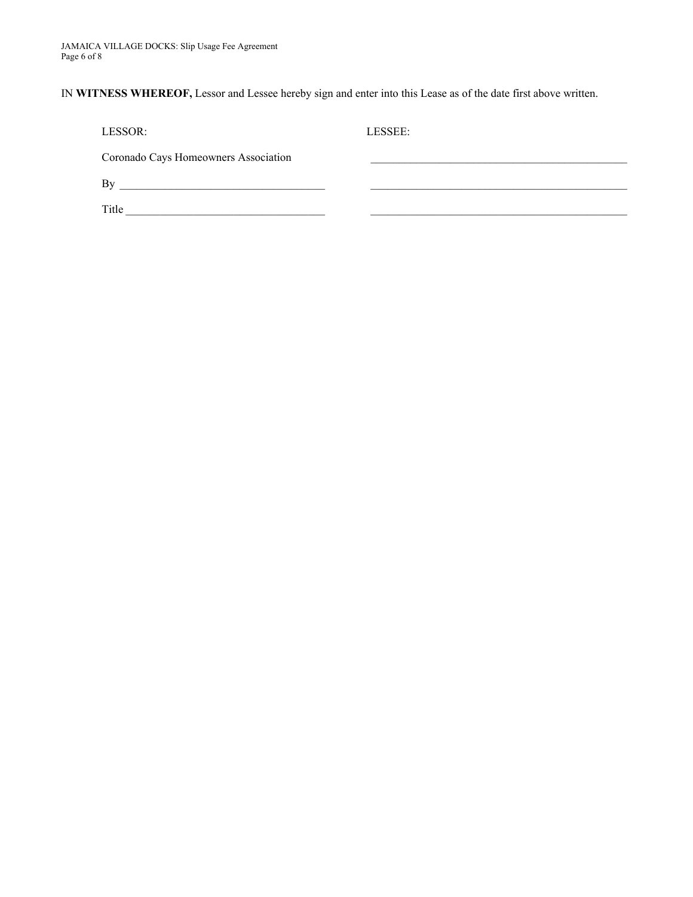IN **WITNESS WHEREOF,** Lessor and Lessee hereby sign and enter into this Lease as of the date first above written.

| LESSOR: | LESSEE: |
| --- | --- |
| Coronado Cays Homeowners Association | ______________________________________________ |
| By ___________________________________ | ______________________________________________ |
| Title __________________________________ | ______________________________________________ |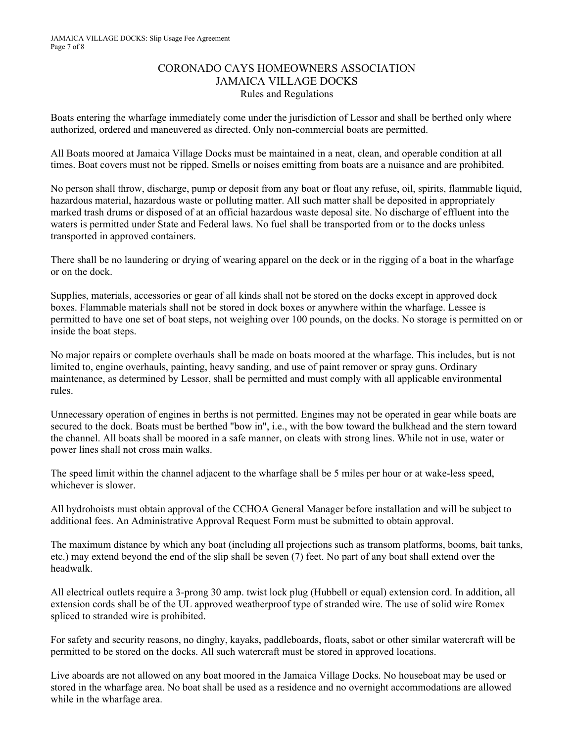# CORONADO CAYS HOMEOWNERS ASSOCIATION
## JAMAICA VILLAGE DOCKS
### Rules and Regulations

Boats entering the wharfage immediately come under the jurisdiction of Lessor and shall be berthed only where authorized, ordered and maneuvered as directed. Only non-commercial boats are permitted.

All Boats moored at Jamaica Village Docks must be maintained in a neat, clean, and operable condition at all times. Boat covers must not be ripped. Smells or noises emitting from boats are a nuisance and are prohibited.

No person shall throw, discharge, pump or deposit from any boat or float any refuse, oil, spirits, flammable liquid, hazardous material, hazardous waste or polluting matter. All such matter shall be deposited in appropriately marked trash drums or disposed of at an official hazardous waste deposal site. No discharge of effluent into the waters is permitted under State and Federal laws. No fuel shall be transported from or to the docks unless transported in approved containers.

There shall be no laundering or drying of wearing apparel on the deck or in the rigging of a boat in the wharfage or on the dock.

Supplies, materials, accessories or gear of all kinds shall not be stored on the docks except in approved dock boxes. Flammable materials shall not be stored in dock boxes or anywhere within the wharfage. Lessee is permitted to have one set of boat steps, not weighing over 100 pounds, on the docks. No storage is permitted on or inside the boat steps.

No major repairs or complete overhauls shall be made on boats moored at the wharfage. This includes, but is not limited to, engine overhauls, painting, heavy sanding, and use of paint remover or spray guns. Ordinary maintenance, as determined by Lessor, shall be permitted and must comply with all applicable environmental rules.

Unnecessary operation of engines in berths is not permitted. Engines may not be operated in gear while boats are secured to the dock. Boats must be berthed "bow in", i.e., with the bow toward the bulkhead and the stern toward the channel. All boats shall be moored in a safe manner, on cleats with strong lines. While not in use, water or power lines shall not cross main walks.

The speed limit within the channel adjacent to the wharfage shall be 5 miles per hour or at wake-less speed, whichever is slower.

All hydrohoists must obtain approval of the CCHOA General Manager before installation and will be subject to additional fees. An Administrative Approval Request Form must be submitted to obtain approval.

The maximum distance by which any boat (including all projections such as transom platforms, booms, bait tanks, etc.) may extend beyond the end of the slip shall be seven (7) feet. No part of any boat shall extend over the headwalk.

All electrical outlets require a 3-prong 30 amp. twist lock plug (Hubbell or equal) extension cord. In addition, all extension cords shall be of the UL approved weatherproof type of stranded wire. The use of solid wire Romex spliced to stranded wire is prohibited.

For safety and security reasons, no dinghy, kayaks, paddleboards, floats, sabot or other similar watercraft will be permitted to be stored on the docks. All such watercraft must be stored in approved locations.

Live aboards are not allowed on any boat moored in the Jamaica Village Docks. No houseboat may be used or stored in the wharfage area. No boat shall be used as a residence and no overnight accommodations are allowed while in the wharfage area.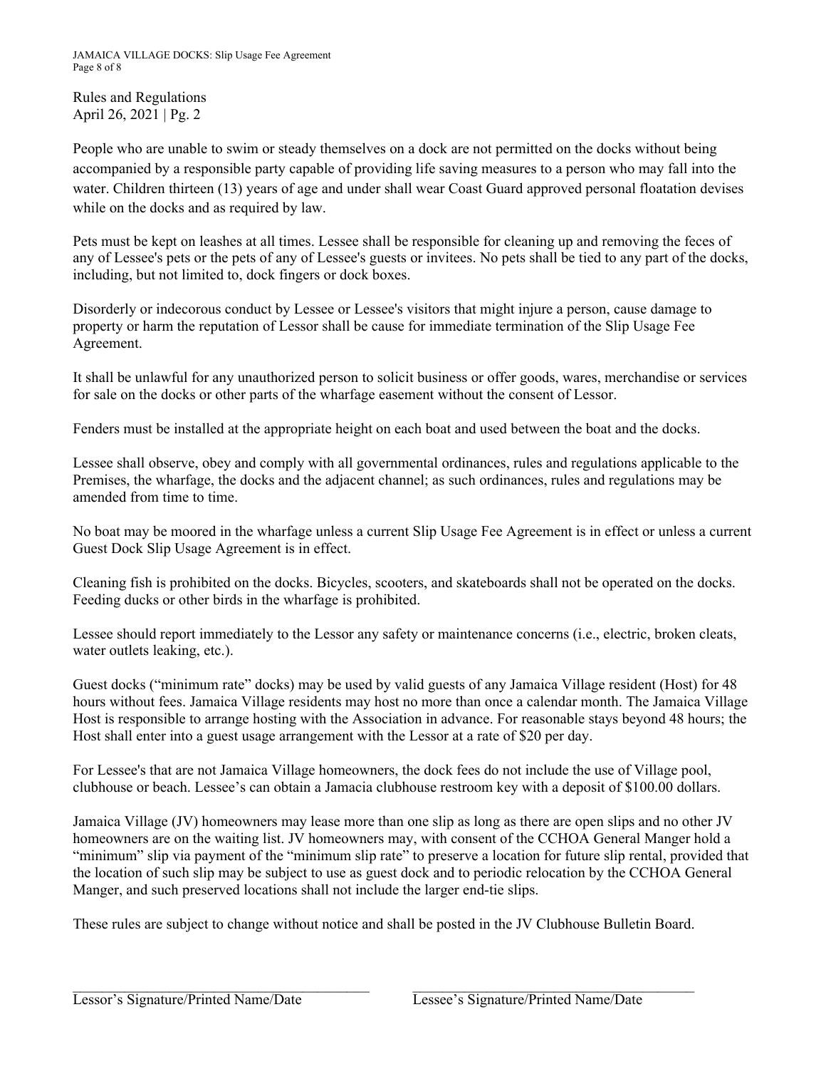Rules and Regulations
April 26, 2021 | Pg. 2

People who are unable to swim or steady themselves on a dock are not permitted on the docks without being accompanied by a responsible party capable of providing life saving measures to a person who may fall into the water. Children thirteen (13) years of age and under shall wear Coast Guard approved personal floatation devises while on the docks and as required by law.

Pets must be kept on leashes at all times. Lessee shall be responsible for cleaning up and removing the feces of any of Lessee's pets or the pets of any of Lessee's guests or invitees. No pets shall be tied to any part of the docks, including, but not limited to, dock fingers or dock boxes.

Disorderly or indecorous conduct by Lessee or Lessee's visitors that might injure a person, cause damage to property or harm the reputation of Lessor shall be cause for immediate termination of the Slip Usage Fee Agreement.

It shall be unlawful for any unauthorized person to solicit business or offer goods, wares, merchandise or services for sale on the docks or other parts of the wharfage easement without the consent of Lessor.

Fenders must be installed at the appropriate height on each boat and used between the boat and the docks.

Lessee shall observe, obey and comply with all governmental ordinances, rules and regulations applicable to the Premises, the wharfage, the docks and the adjacent channel; as such ordinances, rules and regulations may be amended from time to time.

No boat may be moored in the wharfage unless a current Slip Usage Fee Agreement is in effect or unless a current Guest Dock Slip Usage Agreement is in effect.

Cleaning fish is prohibited on the docks. Bicycles, scooters, and skateboards shall not be operated on the docks. Feeding ducks or other birds in the wharfage is prohibited.

Lessee should report immediately to the Lessor any safety or maintenance concerns (i.e., electric, broken cleats, water outlets leaking, etc.).

Guest docks ("minimum rate" docks) may be used by valid guests of any Jamaica Village resident (Host) for 48 hours without fees. Jamaica Village residents may host no more than once a calendar month. The Jamaica Village Host is responsible to arrange hosting with the Association in advance. For reasonable stays beyond 48 hours; the Host shall enter into a guest usage arrangement with the Lessor at a rate of $20 per day.

For Lessee's that are not Jamaica Village homeowners, the dock fees do not include the use of Village pool, clubhouse or beach. Lessee's can obtain a Jamacia clubhouse restroom key with a deposit of $100.00 dollars.

Jamaica Village (JV) homeowners may lease more than one slip as long as there are open slips and no other JV homeowners are on the waiting list. JV homeowners may, with consent of the CCHOA General Manger hold a "minimum" slip via payment of the "minimum slip rate" to preserve a location for future slip rental, provided that the location of such slip may be subject to use as guest dock and to periodic relocation by the CCHOA General Manger, and such preserved locations shall not include the larger end-tie slips.

These rules are subject to change without notice and shall be posted in the JV Clubhouse Bulletin Board.

\_\_\_\_\_\_\_\_\_\_\_\_\_\_\_\_\_\_\_\_\_\_\_\_\_\_\_\_\_\_\_\_\_\_\_\_
Lessor's Signature/Printed Name/Date

\_\_\_\_\_\_\_\_\_\_\_\_\_\_\_\_\_\_\_\_\_\_\_\_\_\_\_\_\_\_\_\_\_\_\_\_
Lessee's Signature/Printed Name/Date